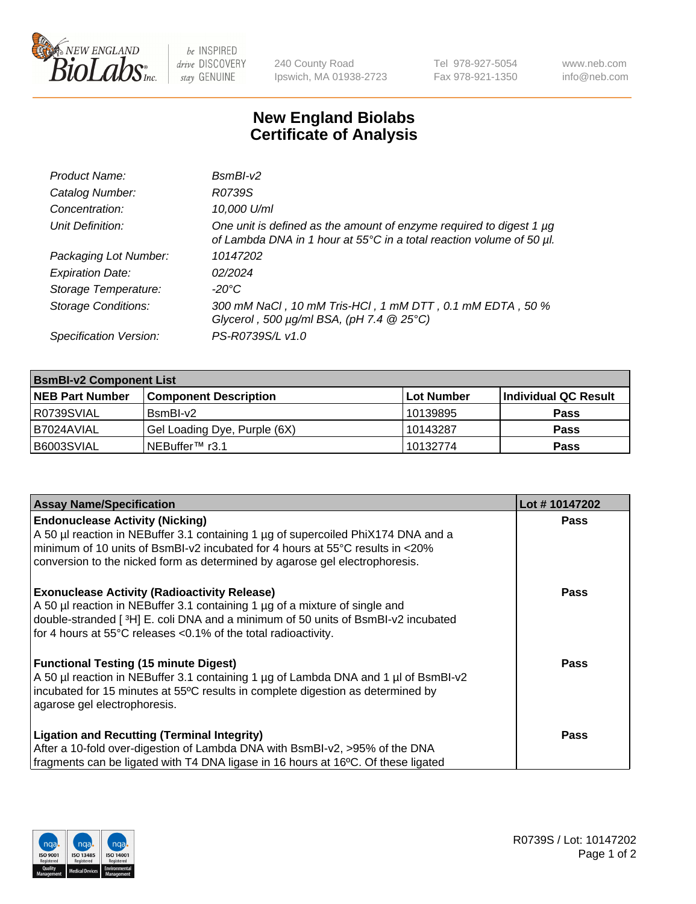# New England Biolabs Certificate of Analysis

| | |
|---|---|
| *Product Name:* | *BsmBI-v2* |
| *Catalog Number:* | *R0739S* |
| *Concentration:* | *10,000 U/ml* |
| *Unit Definition:* | *One unit is defined as the amount of enzyme required to digest 1 µg of Lambda DNA in 1 hour at 55°C in a total reaction volume of 50 µl.* |
| *Packaging Lot Number:* | *10147202* |
| *Expiration Date:* | *02/2024* |
| *Storage Temperature:* | *-20°C* |
| *Storage Conditions:* | *300 mM NaCl , 10 mM Tris-HCl , 1 mM DTT , 0.1 mM EDTA , 50 % Glycerol , 500 µg/ml BSA, (pH 7.4 @ 25°C)* |
| *Specification Version:* | *PS-R0739S/L v1.0* |

| **BsmBI-v2 Component List** | | | |
|---|---|---|---|
| **NEB Part Number** | **Component Description** | **Lot Number** | **Individual QC Result** |
| R0739SVIAL | BsmBI-v2 | 10139895 | **Pass** |
| B7024AVIAL | Gel Loading Dye, Purple (6X) | 10143287 | **Pass** |
| B6003SVIAL | NEBuffer™ r3.1 | 10132774 | **Pass** |

| **Assay Name/Specification** | **Lot # 10147202** |
|---|---|
| **Endonuclease Activity (Nicking)**<br>A 50 µl reaction in NEBuffer 3.1 containing 1 µg of supercoiled PhiX174 DNA and a minimum of 10 units of BsmBI-v2 incubated for 4 hours at 55°C results in <20% conversion to the nicked form as determined by agarose gel electrophoresis. | **Pass** |
| **Exonuclease Activity (Radioactivity Release)**<br>A 50 µl reaction in NEBuffer 3.1 containing 1 µg of a mixture of single and double-stranded [ $^{3}$H] E. coli DNA and a minimum of 50 units of BsmBI-v2 incubated for 4 hours at 55°C releases <0.1% of the total radioactivity. | **Pass** |
| **Functional Testing (15 minute Digest)**<br>A 50 µl reaction in NEBuffer 3.1 containing 1 µg of Lambda DNA and 1 µl of BsmBI-v2 incubated for 15 minutes at 55ºC results in complete digestion as determined by agarose gel electrophoresis. | **Pass** |
| **Ligation and Recutting (Terminal Integrity)**<br>After a 10-fold over-digestion of Lambda DNA with BsmBI-v2, >95% of the DNA fragments can be ligated with T4 DNA ligase in 16 hours at 16ºC. Of these ligated | **Pass** |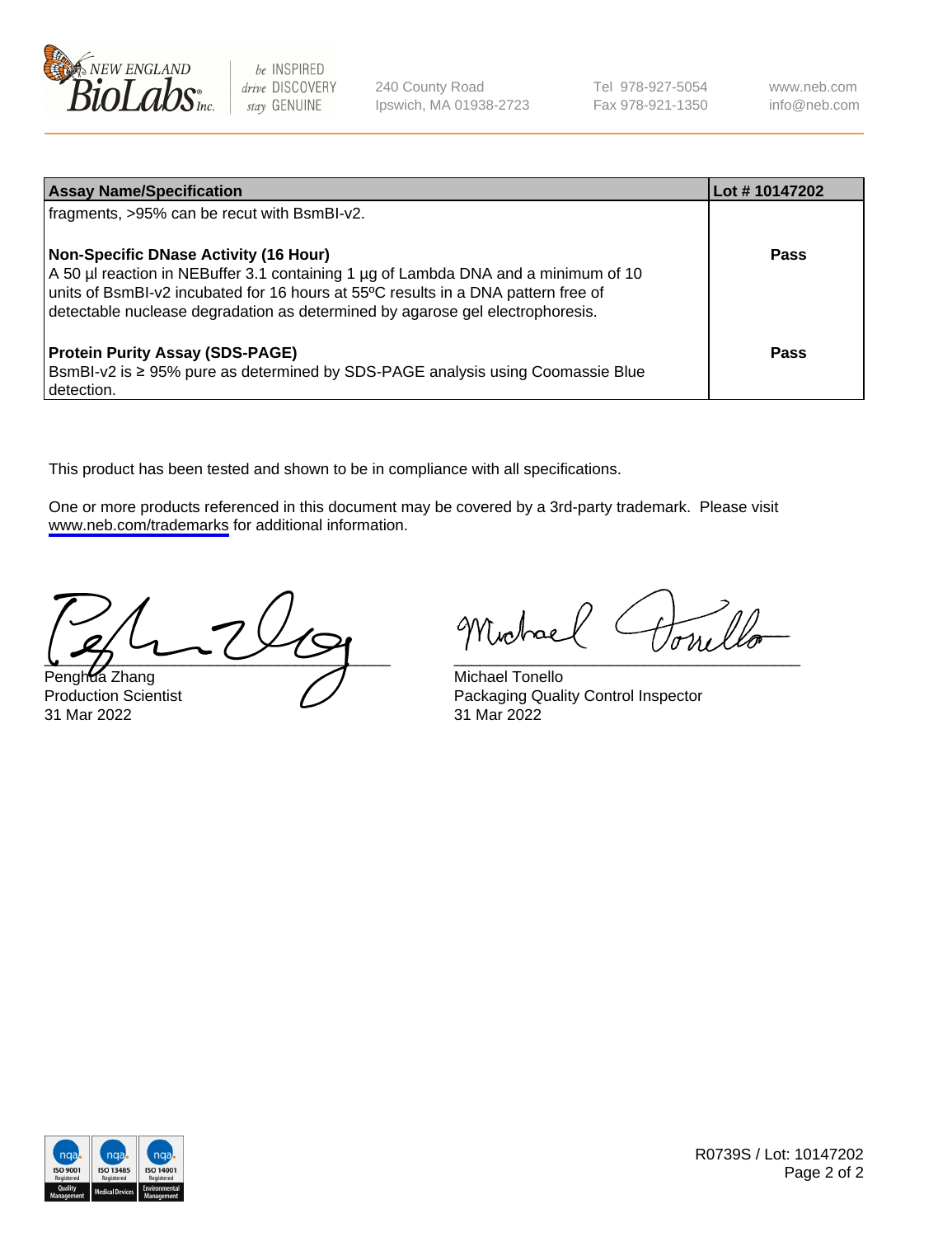| Assay Name/Specification | Lot # 10147202 |
|---|---|
| fragments, >95% can be recut with BsmBI-v2. | |
| **Non-Specific DNase Activity (16 Hour)**<br>A 50 µl reaction in NEBuffer 3.1 containing 1 µg of Lambda DNA and a minimum of 10 units of BsmBI-v2 incubated for 16 hours at 55ºC results in a DNA pattern free of detectable nuclease degradation as determined by agarose gel electrophoresis. | **Pass** |
| **Protein Purity Assay (SDS-PAGE)**<br>BsmBI-v2 is ≥ 95% pure as determined by SDS-PAGE analysis using Coomassie Blue detection. | **Pass** |

This product has been tested and shown to be in compliance with all specifications.

One or more products referenced in this document may be covered by a 3rd-party trademark. Please visit www.neb.com/trademarks for additional information.

Penghua Zhang
Production Scientist
31 Mar 2022

Michael Tonello
Packaging Quality Control Inspector
31 Mar 2022

R0739S / Lot: 10147202